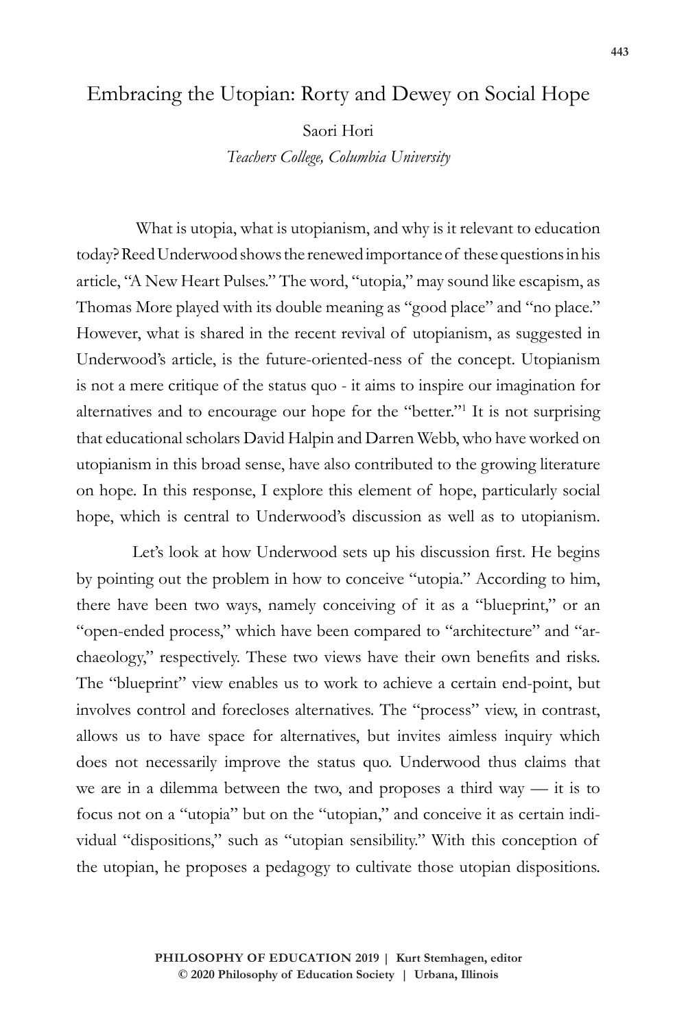# Embracing the Utopian: Rorty and Dewey on Social Hope

Saori Hori

*Teachers College, Columbia University*

What is utopia, what is utopianism, and why is it relevant to education today? Reed Underwood shows the renewed importance of these questions in his article, "A New Heart Pulses." The word, "utopia," may sound like escapism, as Thomas More played with its double meaning as "good place" and "no place." However, what is shared in the recent revival of utopianism, as suggested in Underwood's article, is the future-oriented-ness of the concept. Utopianism is not a mere critique of the status quo - it aims to inspire our imagination for alternatives and to encourage our hope for the "better."[1] It is not surprising that educational scholars David Halpin and Darren Webb, who have worked on utopianism in this broad sense, have also contributed to the growing literature on hope. In this response, I explore this element of hope, particularly social hope, which is central to Underwood's discussion as well as to utopianism.

Let's look at how Underwood sets up his discussion first. He begins by pointing out the problem in how to conceive "utopia." According to him, there have been two ways, namely conceiving of it as a "blueprint," or an "open-ended process," which have been compared to "architecture" and "archaeology," respectively. These two views have their own benefits and risks. The "blueprint" view enables us to work to achieve a certain end-point, but involves control and forecloses alternatives. The "process" view, in contrast, allows us to have space for alternatives, but invites aimless inquiry which does not necessarily improve the status quo. Underwood thus claims that we are in a dilemma between the two, and proposes a third way — it is to focus not on a "utopia" but on the "utopian," and conceive it as certain individual "dispositions," such as "utopian sensibility." With this conception of the utopian, he proposes a pedagogy to cultivate those utopian dispositions.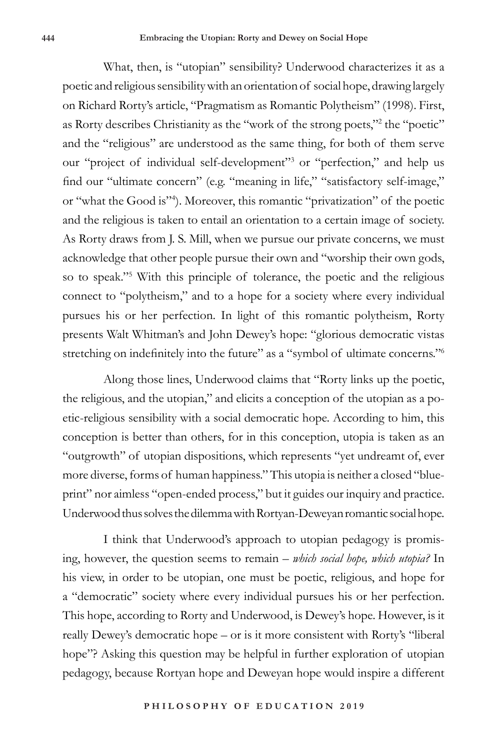What, then, is "utopian" sensibility? Underwood characterizes it as a poetic and religious sensibility with an orientation of social hope, drawing largely on Richard Rorty's article, "Pragmatism as Romantic Polytheism" (1998). First, as Rorty describes Christianity as the "work of the strong poets,"[2] the "poetic" and the "religious" are understood as the same thing, for both of them serve our "project of individual self-development"[3] or "perfection," and help us find our "ultimate concern" (e.g. "meaning in life," "satisfactory self-image," or "what the Good is"[4]). Moreover, this romantic "privatization" of the poetic and the religious is taken to entail an orientation to a certain image of society. As Rorty draws from J. S. Mill, when we pursue our private concerns, we must acknowledge that other people pursue their own and "worship their own gods, so to speak."[5] With this principle of tolerance, the poetic and the religious connect to "polytheism," and to a hope for a society where every individual pursues his or her perfection. In light of this romantic polytheism, Rorty presents Walt Whitman's and John Dewey's hope: "glorious democratic vistas stretching on indefinitely into the future" as a "symbol of ultimate concerns."[6]

Along those lines, Underwood claims that "Rorty links up the poetic, the religious, and the utopian," and elicits a conception of the utopian as a poetic-religious sensibility with a social democratic hope. According to him, this conception is better than others, for in this conception, utopia is taken as an "outgrowth" of utopian dispositions, which represents "yet undreamt of, ever more diverse, forms of human happiness." This utopia is neither a closed "blueprint" nor aimless "open-ended process," but it guides our inquiry and practice. Underwood thus solves the dilemma with Rortyan-Deweyan romantic social hope.

I think that Underwood's approach to utopian pedagogy is promising, however, the question seems to remain – *which social hope, which utopia?* In his view, in order to be utopian, one must be poetic, religious, and hope for a "democratic" society where every individual pursues his or her perfection. This hope, according to Rorty and Underwood, is Dewey's hope. However, is it really Dewey's democratic hope – or is it more consistent with Rorty's "liberal hope"? Asking this question may be helpful in further exploration of utopian pedagogy, because Rortyan hope and Deweyan hope would inspire a different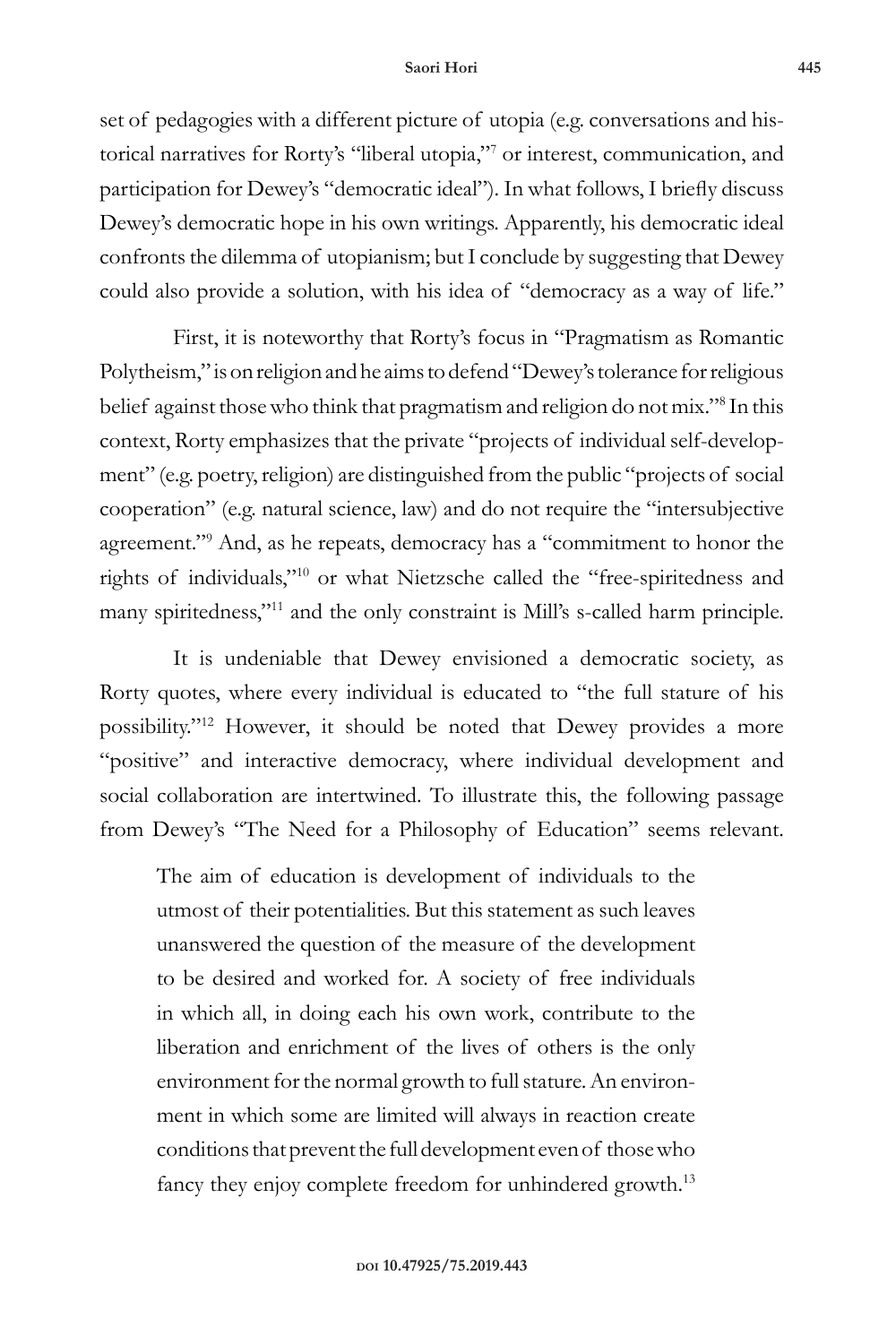set of pedagogies with a different picture of utopia (e.g. conversations and historical narratives for Rorty's "liberal utopia,"[7] or interest, communication, and participation for Dewey's "democratic ideal"). In what follows, I briefly discuss Dewey's democratic hope in his own writings. Apparently, his democratic ideal confronts the dilemma of utopianism; but I conclude by suggesting that Dewey could also provide a solution, with his idea of "democracy as a way of life."

First, it is noteworthy that Rorty's focus in "Pragmatism as Romantic Polytheism," is on religion and he aims to defend "Dewey's tolerance for religious belief against those who think that pragmatism and religion do not mix."[8] In this context, Rorty emphasizes that the private "projects of individual self-development" (e.g. poetry, religion) are distinguished from the public "projects of social cooperation" (e.g. natural science, law) and do not require the "intersubjective agreement."[9] And, as he repeats, democracy has a "commitment to honor the rights of individuals,"[10] or what Nietzsche called the "free-spiritedness and many spiritedness,"[11] and the only constraint is Mill's s-called harm principle.

It is undeniable that Dewey envisioned a democratic society, as Rorty quotes, where every individual is educated to "the full stature of his possibility."[12] However, it should be noted that Dewey provides a more "positive" and interactive democracy, where individual development and social collaboration are intertwined. To illustrate this, the following passage from Dewey's "The Need for a Philosophy of Education" seems relevant.

> The aim of education is development of individuals to the utmost of their potentialities. But this statement as such leaves unanswered the question of the measure of the development to be desired and worked for. A society of free individuals in which all, in doing each his own work, contribute to the liberation and enrichment of the lives of others is the only environment for the normal growth to full stature. An environment in which some are limited will always in reaction create conditions that prevent the full development even of those who fancy they enjoy complete freedom for unhindered growth.[13]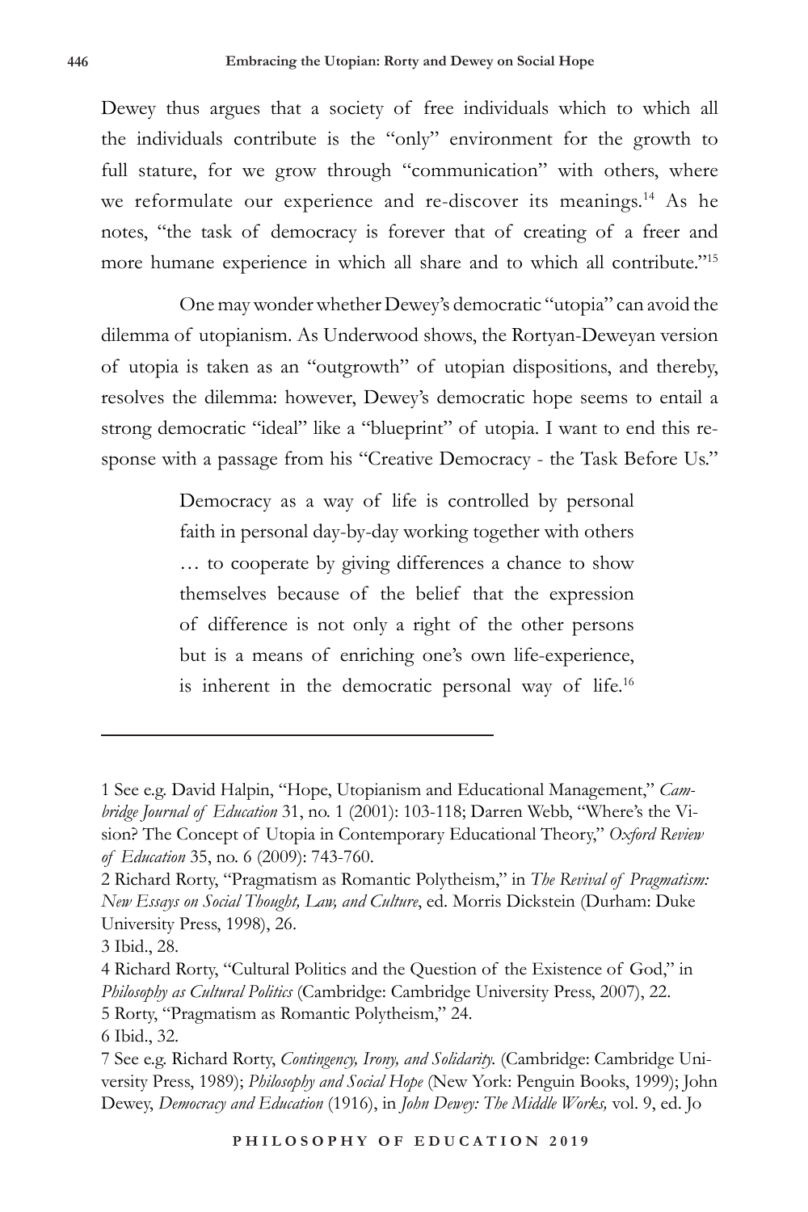Dewey thus argues that a society of free individuals which to which all the individuals contribute is the "only" environment for the growth to full stature, for we grow through "communication" with others, where we reformulate our experience and re-discover its meanings.[14] As he notes, "the task of democracy is forever that of creating of a freer and more humane experience in which all share and to which all contribute."[15]

One may wonder whether Dewey's democratic "utopia" can avoid the dilemma of utopianism. As Underwood shows, the Rortyan-Deweyan version of utopia is taken as an "outgrowth" of utopian dispositions, and thereby, resolves the dilemma: however, Dewey's democratic hope seems to entail a strong democratic "ideal" like a "blueprint" of utopia. I want to end this response with a passage from his "Creative Democracy - the Task Before Us."

> Democracy as a way of life is controlled by personal faith in personal day-by-day working together with others … to cooperate by giving differences a chance to show themselves because of the belief that the expression of difference is not only a right of the other persons but is a means of enriching one's own life-experience, is inherent in the democratic personal way of life.[16]

---

1 See e.g. David Halpin, "Hope, Utopianism and Educational Management," *Cambridge Journal of Education* 31, no. 1 (2001): 103-118; Darren Webb, "Where's the Vision? The Concept of Utopia in Contemporary Educational Theory," *Oxford Review of Education* 35, no. 6 (2009): 743-760.

2 Richard Rorty, "Pragmatism as Romantic Polytheism," in *The Revival of Pragmatism: New Essays on Social Thought, Law, and Culture*, ed. Morris Dickstein (Durham: Duke University Press, 1998), 26.

3 Ibid., 28.

4 Richard Rorty, "Cultural Politics and the Question of the Existence of God," in *Philosophy as Cultural Politics* (Cambridge: Cambridge University Press, 2007), 22.

5 Rorty, "Pragmatism as Romantic Polytheism," 24.

6 Ibid., 32.

7 See e.g. Richard Rorty, *Contingency, Irony, and Solidarity.* (Cambridge: Cambridge University Press, 1989); *Philosophy and Social Hope* (New York: Penguin Books, 1999); John Dewey, *Democracy and Education* (1916), in *John Dewey: The Middle Works,* vol. 9, ed. Jo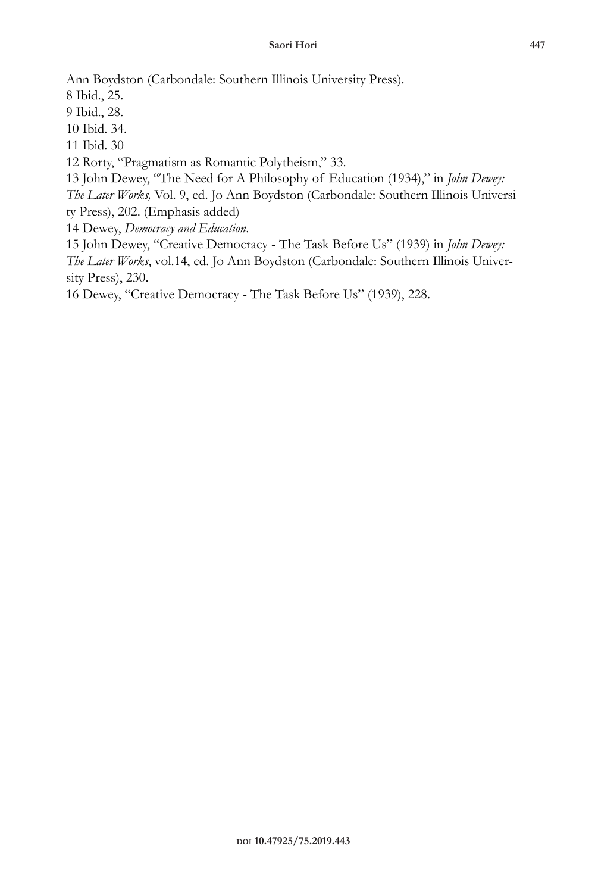Ann Boydston (Carbondale: Southern Illinois University Press).

8 Ibid., 25.

9 Ibid., 28.

10 Ibid. 34.

11 Ibid. 30

12 Rorty, "Pragmatism as Romantic Polytheism," 33.

13 John Dewey, "The Need for A Philosophy of Education (1934)," in *John Dewey: The Later Works,* Vol. 9, ed. Jo Ann Boydston (Carbondale: Southern Illinois University Press), 202. (Emphasis added)

14 Dewey, *Democracy and Education*.

15 John Dewey, "Creative Democracy - The Task Before Us" (1939) in *John Dewey: The Later Works*, vol.14, ed. Jo Ann Boydston (Carbondale: Southern Illinois University Press), 230.

16 Dewey, "Creative Democracy - The Task Before Us" (1939), 228.